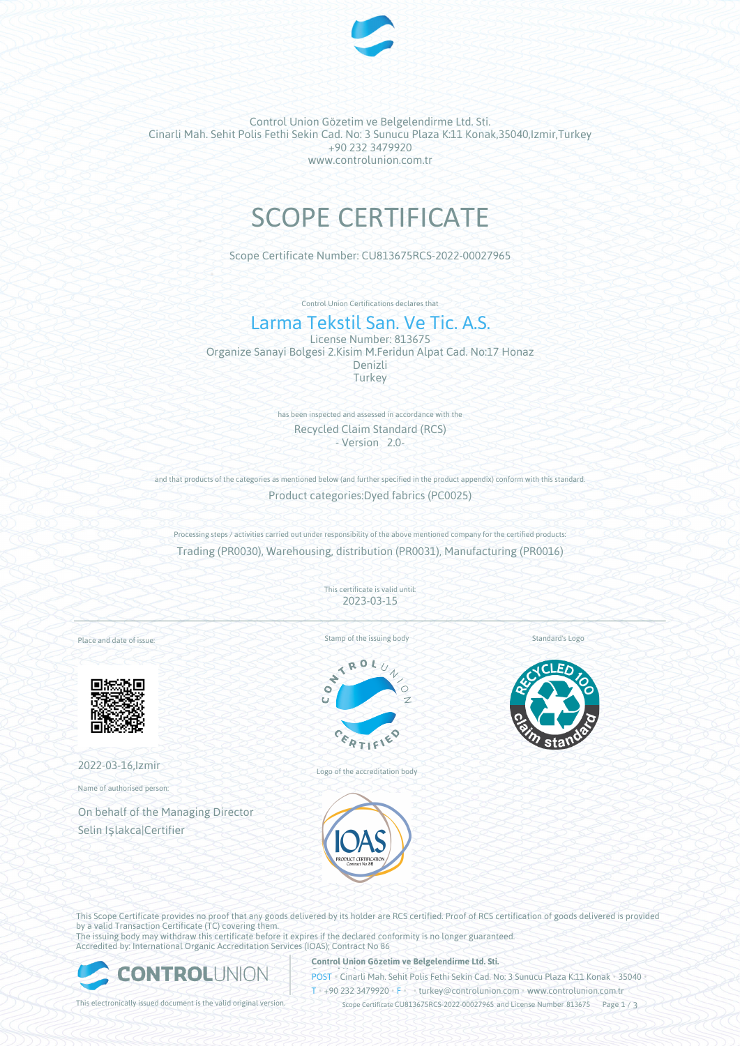Control Union Gözetim ve Belgelendirme Ltd. Sti.
Cinarli Mah. Sehit Polis Fethi Sekin Cad. No: 3 Sunucu Plaza K:11 Konak,35040,Izmir,Turkey
+90 232 3479920
www.controlunion.com.tr

# SCOPE CERTIFICATE

Scope Certificate Number: CU813675RCS-2022-00027965

Control Union Certifications declares that

## Larma Tekstil San. Ve Tic. A.S.

License Number: 813675
Organize Sanayi Bolgesi 2.Kisim M.Feridun Alpat Cad. No:17 Honaz
Denizli
Turkey

has been inspected and assessed in accordance with the

Recycled Claim Standard (RCS)
- Version 2.0-

and that products of the categories as mentioned below (and further specified in the product appendix) conform with this standard.

Product categories:Dyed fabrics (PC0025)

Processing steps / activities carried out under responsibility of the above mentioned company for the certified products:

Trading (PR0030), Warehousing, distribution (PR0031), Manufacturing (PR0016)

This certificate is valid until:
2023-03-15

Place and date of issue:

2022-03-16,Izmir

Name of authorised person:

On behalf of the Managing Director
Selin Işlakca|Certifier

Stamp of the issuing body

Logo of the accreditation body

Standard's Logo

This Scope Certificate provides no proof that any goods delivered by its holder are RCS certified. Proof of RCS certification of goods delivered is provided by a valid Transaction Certificate (TC) covering them.
The issuing body may withdraw this certificate before it expires if the declared conformity is no longer guaranteed.
Accredited by: International Organic Accreditation Services (IOAS); Contract No 86

This electronically issued document is the valid original version.

**Control Union Gözetim ve Belgelendirme Ltd. Sti.**
POST • Cinarli Mah. Sehit Polis Fethi Sekin Cad. No: 3 Sunucu Plaza K:11 Konak • 35040 •
T • +90 232 3479920 • F • • turkey@controlunion.com • www.controlunion.com.tr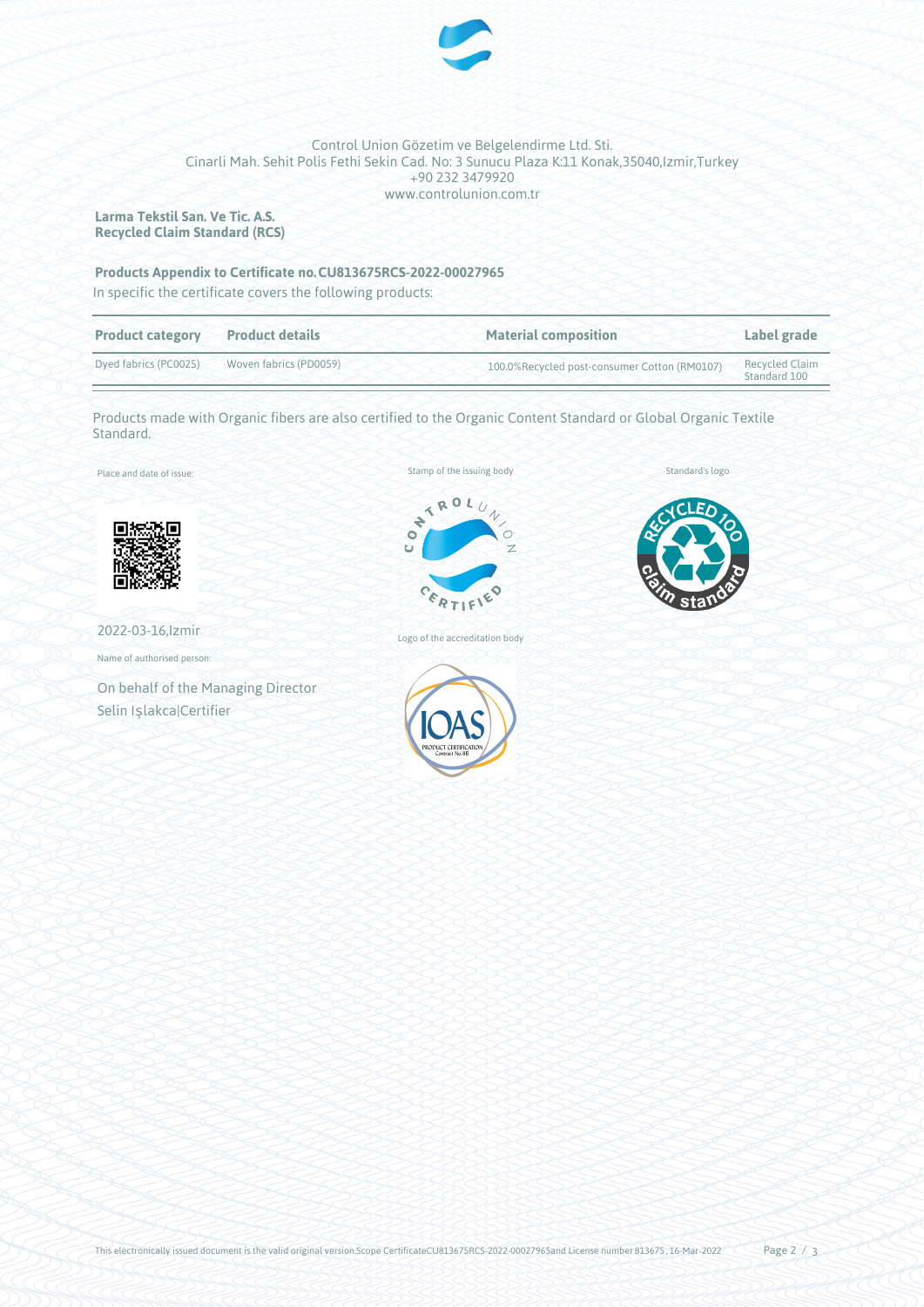Control Union Gözetim ve Belgelendirme Ltd. Sti.
Cinarli Mah. Sehit Polis Fethi Sekin Cad. No: 3 Sunucu Plaza K:11 Konak,35040,Izmir,Turkey
+90 232 3479920
www.controlunion.com.tr

**Larma Tekstil San. Ve Tic. A.S.**
**Recycled Claim Standard (RCS)**

**Products Appendix to Certificate no.CU813675RCS-2022-00027965**

In specific the certificate covers the following products:

| Product category | Product details | Material composition | Label grade |
|---|---|---|---|
| Dyed fabrics (PC0025) | Woven fabrics (PD0059) | 100.0%Recycled post-consumer Cotton (RM0107) | Recycled Claim Standard 100 |

Products made with Organic fibers are also certified to the Organic Content Standard or Global Organic Textile Standard.

Place and date of issue:

2022-03-16,Izmir

Name of authorised person:

On behalf of the Managing Director
Selin Işlakca|Certifier

Stamp of the issuing body

Logo of the accreditation body

Standard's logo

This electronically issued document is the valid original version.Scope CertificateCU813675RCS-2022-00027965and License number 813675 , 16-Mar-2022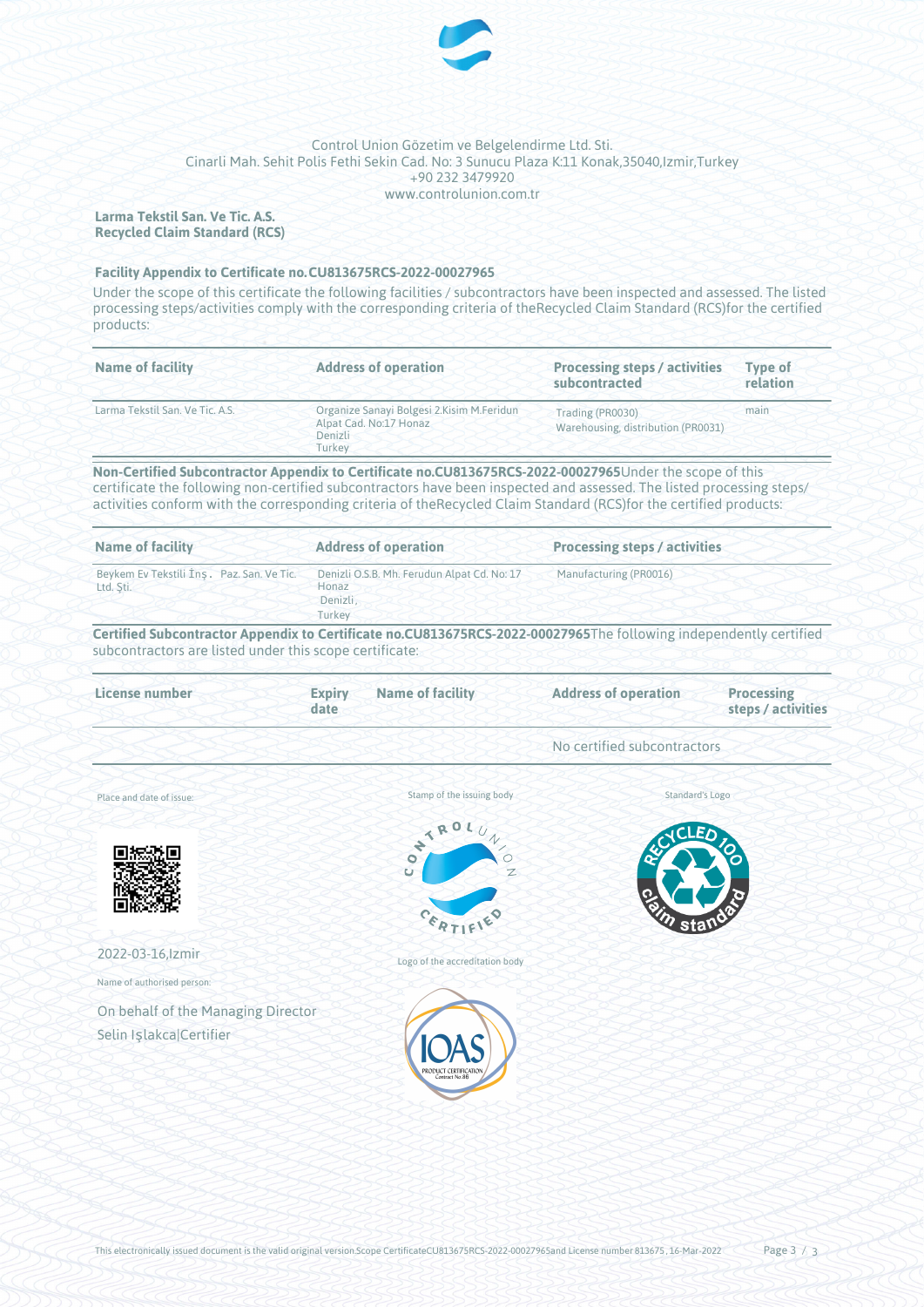Control Union Gözetim ve Belgelendirme Ltd. Sti.
Cinarli Mah. Sehit Polis Fethi Sekin Cad. No: 3 Sunucu Plaza K:11 Konak,35040,Izmir,Turkey
+90 232 3479920
www.controlunion.com.tr

**Larma Tekstil San. Ve Tic. A.S.**
**Recycled Claim Standard (RCS)**

**Facility Appendix to Certificate no. CU813675RCS-2022-00027965**

Under the scope of this certificate the following facilities / subcontractors have been inspected and assessed. The listed processing steps/activities comply with the corresponding criteria of theRecycled Claim Standard (RCS)for the certified products:

| Name of facility | Address of operation | Processing steps / activities subcontracted | Type of relation |
|---|---|---|---|
| Larma Tekstil San. Ve Tic. A.S. | Organize Sanayi Bolgesi 2.Kisim M.Feridun Alpat Cad. No:17 Honaz Denizli Turkey | Trading (PR0030) Warehousing, distribution (PR0031) | main |

**Non-Certified Subcontractor Appendix to Certificate no.CU813675RCS-2022-00027965**Under the scope of this certificate the following non-certified subcontractors have been inspected and assessed. The listed processing steps/ activities conform with the corresponding criteria of theRecycled Claim Standard (RCS)for the certified products:

| Name of facility | Address of operation | Processing steps / activities |
|---|---|---|
| Beykem Ev Tekstili İnş. Paz. San. Ve Tic. Ltd. Şti. | Denizli O.S.B. Mh. Ferudun Alpat Cd. No: 17 Honaz Denizli, Turkey | Manufacturing (PR0016) |

**Certified Subcontractor Appendix to Certificate no.CU813675RCS-2022-00027965**The following independently certified subcontractors are listed under this scope certificate:

| License number | Expiry date | Name of facility | Address of operation | Processing steps / activities |
|---|---|---|---|---|
| | | | No certified subcontractors | |

Place and date of issue:

2022-03-16,Izmir

Name of authorised person:

On behalf of the Managing Director
Selin Işlakca|Certifier

Stamp of the issuing body

Logo of the accreditation body

Standard's Logo

This electronically issued document is the valid original version.Scope CertificateCU813675RCS-2022-00027965and License number 813675, 16-Mar-2022